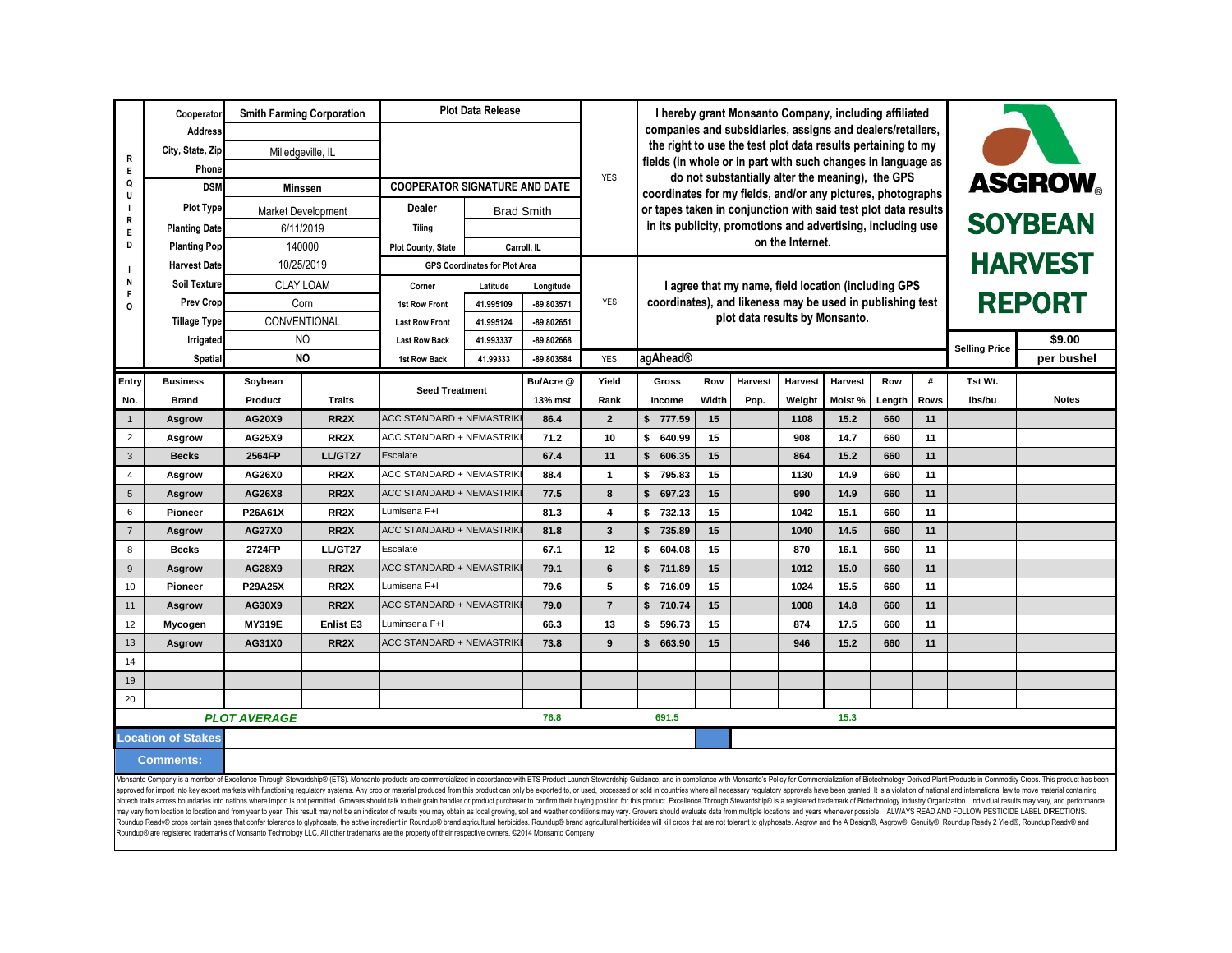# ASGROW SOYBEAN HARVEST REPORT

| REQUIRED INFO | | |
|---|---|---|
| Cooperator | Smith Farming Corporation | |
| Address | | |
| City, State, Zip | Milledgeville, IL | |
| Phone | | |
| DSM | Minssen | |
| Plot Type | Market Development | |
| Planting Date | 6/11/2019 | |
| Planting Pop | 140000 | |
| Harvest Date | 10/25/2019 | |
| Soil Texture | CLAY LOAM | |
| Prev Crop | Corn | |
| Tillage Type | CONVENTIONAL | |
| Irrigated | NO | |
| Spatial | NO | |

**Plot Data Release** — YES

I hereby grant Monsanto Company, including affiliated companies and subsidiaries, assigns and dealers/retailers, the right to use the test plot data results pertaining to my fields (in whole or in part with such changes in language as do not substantially alter the meaning), the GPS coordinates for my fields, and/or any pictures, photographs or tapes taken in conjunction with said test plot data results in its publicity, promotions and advertising, including use on the Internet.

**COOPERATOR SIGNATURE AND DATE**

| Dealer | Brad Smith |
|---|---|
| Tiling | |
| Plot County, State | Carroll, IL |

**GPS Coordinates for Plot Area** — YES

| Corner | Latitude | Longitude |
|---|---|---|
| 1st Row Front | 41.995109 | -89.803571 |
| Last Row Front | 41.995124 | -89.802651 |
| Last Row Back | 41.993337 | -89.802668 |
| 1st Row Back | 41.99333 | -89.803584 |

I agree that my name, field location (including GPS coordinates), and likeness may be used in publishing test plot data results by Monsanto.

YES — agAhead®

Selling Price: $9.00 per bushel

| Entry No. | Business Brand | Soybean Product | Traits | Seed Treatment | Bu/Acre @ 13% mst | Yield Rank | Gross Income | Row Width | Harvest Pop. | Harvest Weight | Harvest Moist % | Row Length | # Rows | Tst Wt. lbs/bu | Notes |
|---|---|---|---|---|---|---|---|---|---|---|---|---|---|---|---|
| 1 | Asgrow | AG20X9 | RR2X | ACC STANDARD + NEMASTRIKE | 86.4 | 2 | $ 777.59 | 15 | | 1108 | 15.2 | 660 | 11 | | |
| 2 | Asgrow | AG25X9 | RR2X | ACC STANDARD + NEMASTRIKE | 71.2 | 10 | $ 640.99 | 15 | | 908 | 14.7 | 660 | 11 | | |
| 3 | Becks | 2564FP | LL/GT27 | Escalate | 67.4 | 11 | $ 606.35 | 15 | | 864 | 15.2 | 660 | 11 | | |
| 4 | Asgrow | AG26X0 | RR2X | ACC STANDARD + NEMASTRIKE | 88.4 | 1 | $ 795.83 | 15 | | 1130 | 14.9 | 660 | 11 | | |
| 5 | Asgrow | AG26X8 | RR2X | ACC STANDARD + NEMASTRIKE | 77.5 | 8 | $ 697.23 | 15 | | 990 | 14.9 | 660 | 11 | | |
| 6 | Pioneer | P26A61X | RR2X | Lumisena F+I | 81.3 | 4 | $ 732.13 | 15 | | 1042 | 15.1 | 660 | 11 | | |
| 7 | Asgrow | AG27X0 | RR2X | ACC STANDARD + NEMASTRIKE | 81.8 | 3 | $ 735.89 | 15 | | 1040 | 14.5 | 660 | 11 | | |
| 8 | Becks | 2724FP | LL/GT27 | Escalate | 67.1 | 12 | $ 604.08 | 15 | | 870 | 16.1 | 660 | 11 | | |
| 9 | Asgrow | AG28X9 | RR2X | ACC STANDARD + NEMASTRIKE | 79.1 | 6 | $ 711.89 | 15 | | 1012 | 15.0 | 660 | 11 | | |
| 10 | Pioneer | P29A25X | RR2X | Lumisena F+I | 79.6 | 5 | $ 716.09 | 15 | | 1024 | 15.5 | 660 | 11 | | |
| 11 | Asgrow | AG30X9 | RR2X | ACC STANDARD + NEMASTRIKE | 79.0 | 7 | $ 710.74 | 15 | | 1008 | 14.8 | 660 | 11 | | |
| 12 | Mycogen | MY319E | Enlist E3 | Luminsena F+I | 66.3 | 13 | $ 596.73 | 15 | | 874 | 17.5 | 660 | 11 | | |
| 13 | Asgrow | AG31X0 | RR2X | ACC STANDARD + NEMASTRIKE | 73.8 | 9 | $ 663.90 | 15 | | 946 | 15.2 | 660 | 11 | | |
| 14 | | | | | | | | | | | | | | | |
| 19 | | | | | | | | | | | | | | | |
| 20 | | | | | | | | | | | | | | | |
| | ***PLOT AVERAGE*** | | | | 76.8 | | 691.5 | | | | 15.3 | | | | |

**Location of Stakes**

**Comments:**

Monsanto Company is a member of Excellence Through Stewardship® (ETS). Monsanto products are commercialized in accordance with ETS Product Launch Stewardship Guidance, and in compliance with Monsanto's Policy for Commercialization of Biotechnology-Derived Plant Products in Commodity Crops. This product has been approved for import into key export markets with functioning regulatory systems. Any crop or material produced from this product can only be exported to, or used, processed or sold in countries where all necessary regulatory approvals have been granted. It is a violation of national and international law to move material containing biotech traits across boundaries into nations where import is not permitted. Growers should talk to their grain handler or product purchaser to confirm their buying position for this product. Excellence Through Stewardship® is a registered trademark of Biotechnology Industry Organization. Individual results may vary, and performance may vary from location to location and from year to year. This result may not be an indicator of results you may obtain as local growing, soil and weather conditions may vary. Growers should evaluate data from multiple locations and years whenever possible. ALWAYS READ AND FOLLOW PESTICIDE LABEL DIRECTIONS. Roundup Ready® crops contain genes that confer tolerance to glyphosate, the active ingredient in Roundup® brand agricultural herbicides. Roundup® brand agricultural herbicides will kill crops that are not tolerant to glyphosate. Asgrow and the A Design®, Asgrow®, Genuity®, Roundup Ready 2 Yield®, Roundup Ready® and Roundup® are registered trademarks of Monsanto Technology LLC. All other trademarks are the property of their respective owners. ©2014 Monsanto Company.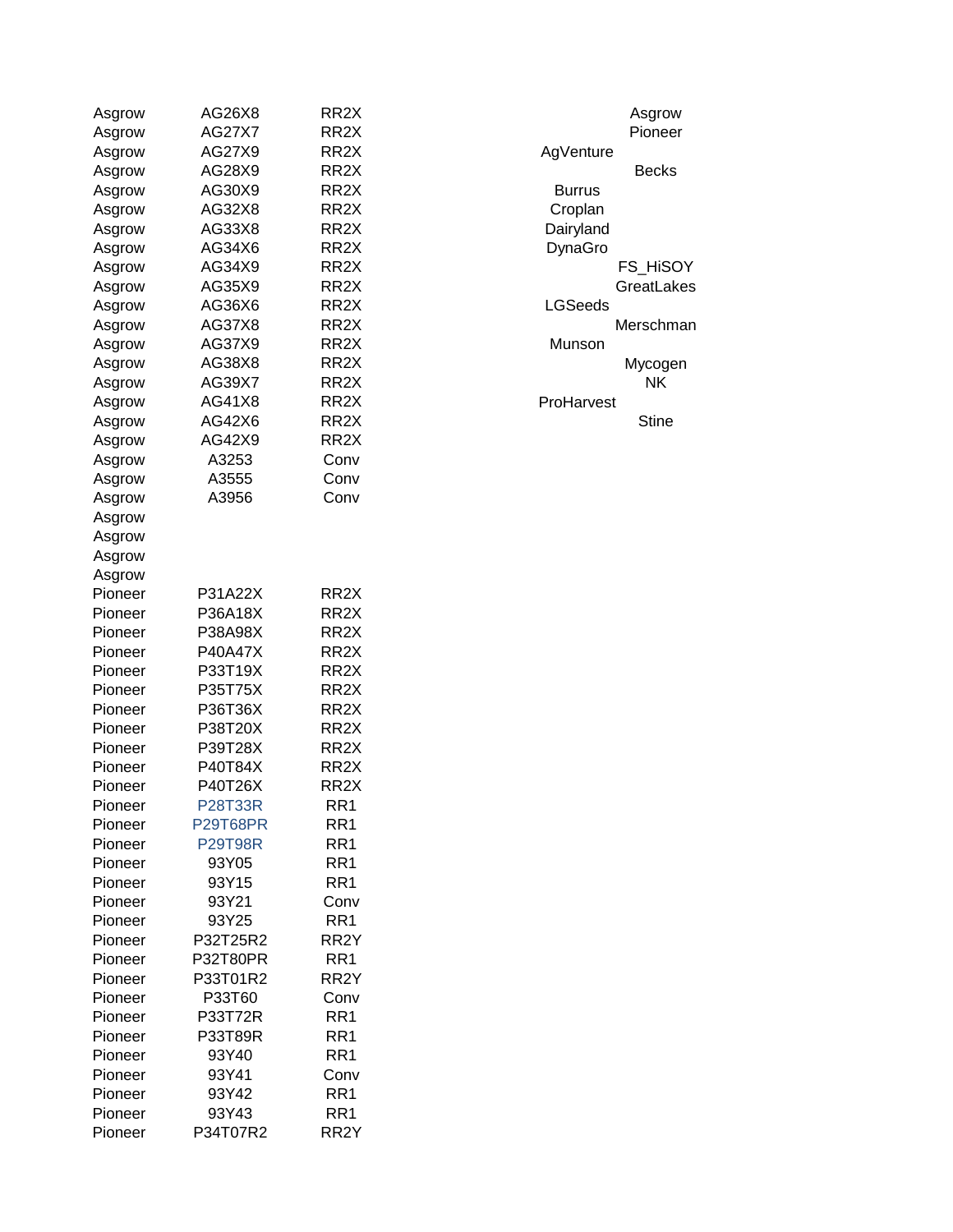| | | |
|---|---|---|
| Asgrow | AG26X8 | RR2X |
| Asgrow | AG27X7 | RR2X |
| Asgrow | AG27X9 | RR2X |
| Asgrow | AG28X9 | RR2X |
| Asgrow | AG30X9 | RR2X |
| Asgrow | AG32X8 | RR2X |
| Asgrow | AG33X8 | RR2X |
| Asgrow | AG34X6 | RR2X |
| Asgrow | AG34X9 | RR2X |
| Asgrow | AG35X9 | RR2X |
| Asgrow | AG36X6 | RR2X |
| Asgrow | AG37X8 | RR2X |
| Asgrow | AG37X9 | RR2X |
| Asgrow | AG38X8 | RR2X |
| Asgrow | AG39X7 | RR2X |
| Asgrow | AG41X8 | RR2X |
| Asgrow | AG42X6 | RR2X |
| Asgrow | AG42X9 | RR2X |
| Asgrow | A3253 | Conv |
| Asgrow | A3555 | Conv |
| Asgrow | A3956 | Conv |
| Asgrow | | |
| Asgrow | | |
| Asgrow | | |
| Asgrow | | |
| Pioneer | P31A22X | RR2X |
| Pioneer | P36A18X | RR2X |
| Pioneer | P38A98X | RR2X |
| Pioneer | P40A47X | RR2X |
| Pioneer | P33T19X | RR2X |
| Pioneer | P35T75X | RR2X |
| Pioneer | P36T36X | RR2X |
| Pioneer | P38T20X | RR2X |
| Pioneer | P39T28X | RR2X |
| Pioneer | P40T84X | RR2X |
| Pioneer | P40T26X | RR2X |
| Pioneer | P28T33R | RR1 |
| Pioneer | P29T68PR | RR1 |
| Pioneer | P29T98R | RR1 |
| Pioneer | 93Y05 | RR1 |
| Pioneer | 93Y15 | RR1 |
| Pioneer | 93Y21 | Conv |
| Pioneer | 93Y25 | RR1 |
| Pioneer | P32T25R2 | RR2Y |
| Pioneer | P32T80PR | RR1 |
| Pioneer | P33T01R2 | RR2Y |
| Pioneer | P33T60 | Conv |
| Pioneer | P33T72R | RR1 |
| Pioneer | P33T89R | RR1 |
| Pioneer | 93Y40 | RR1 |
| Pioneer | 93Y41 | Conv |
| Pioneer | 93Y42 | RR1 |
| Pioneer | 93Y43 | RR1 |
| Pioneer | P34T07R2 | RR2Y |

| | |
|---|---|
| | Asgrow |
| | Pioneer |
| AgVenture | |
| | Becks |
| Burrus | |
| Croplan | |
| Dairyland | |
| DynaGro | |
| | FS_HiSOY |
| | GreatLakes |
| LGSeeds | |
| | Merschman |
| Munson | |
| | Mycogen |
| | NK |
| ProHarvest | |
| | Stine |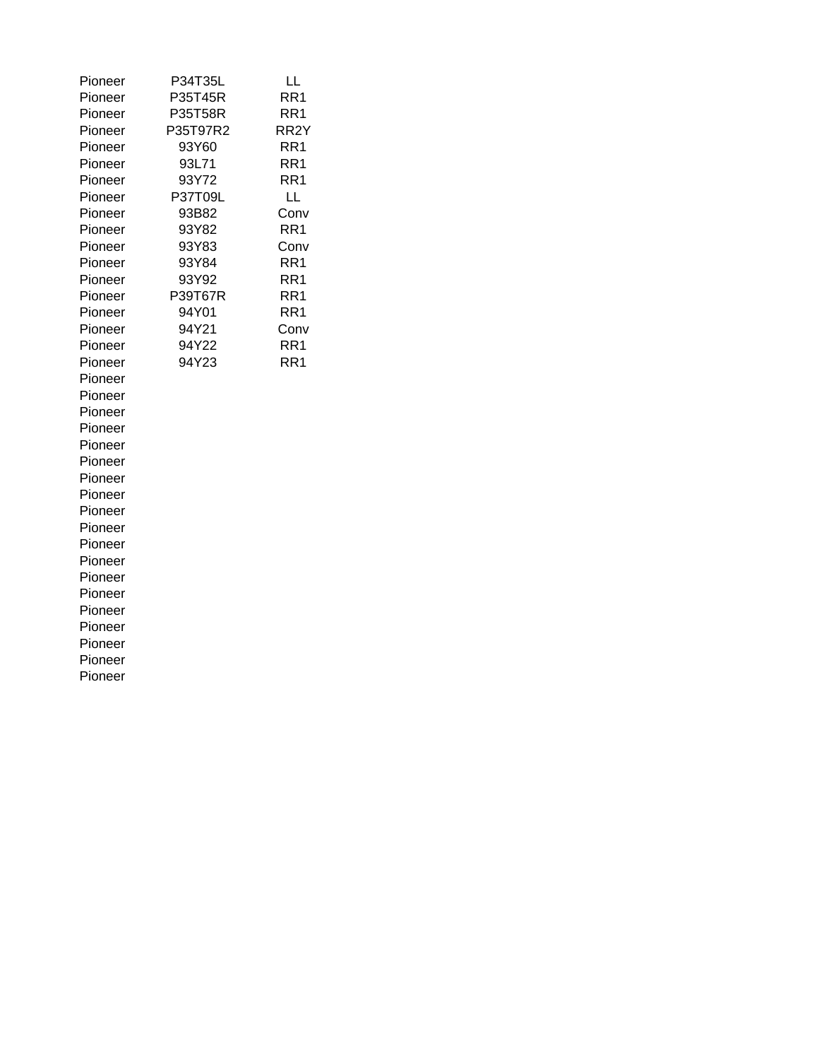| | | |
|---|---|---|
| Pioneer | P34T35L | LL |
| Pioneer | P35T45R | RR1 |
| Pioneer | P35T58R | RR1 |
| Pioneer | P35T97R2 | RR2Y |
| Pioneer | 93Y60 | RR1 |
| Pioneer | 93L71 | RR1 |
| Pioneer | 93Y72 | RR1 |
| Pioneer | P37T09L | LL |
| Pioneer | 93B82 | Conv |
| Pioneer | 93Y82 | RR1 |
| Pioneer | 93Y83 | Conv |
| Pioneer | 93Y84 | RR1 |
| Pioneer | 93Y92 | RR1 |
| Pioneer | P39T67R | RR1 |
| Pioneer | 94Y01 | RR1 |
| Pioneer | 94Y21 | Conv |
| Pioneer | 94Y22 | RR1 |
| Pioneer | 94Y23 | RR1 |
| Pioneer | | |
| Pioneer | | |
| Pioneer | | |
| Pioneer | | |
| Pioneer | | |
| Pioneer | | |
| Pioneer | | |
| Pioneer | | |
| Pioneer | | |
| Pioneer | | |
| Pioneer | | |
| Pioneer | | |
| Pioneer | | |
| Pioneer | | |
| Pioneer | | |
| Pioneer | | |
| Pioneer | | |
| Pioneer | | |
| Pioneer | | |